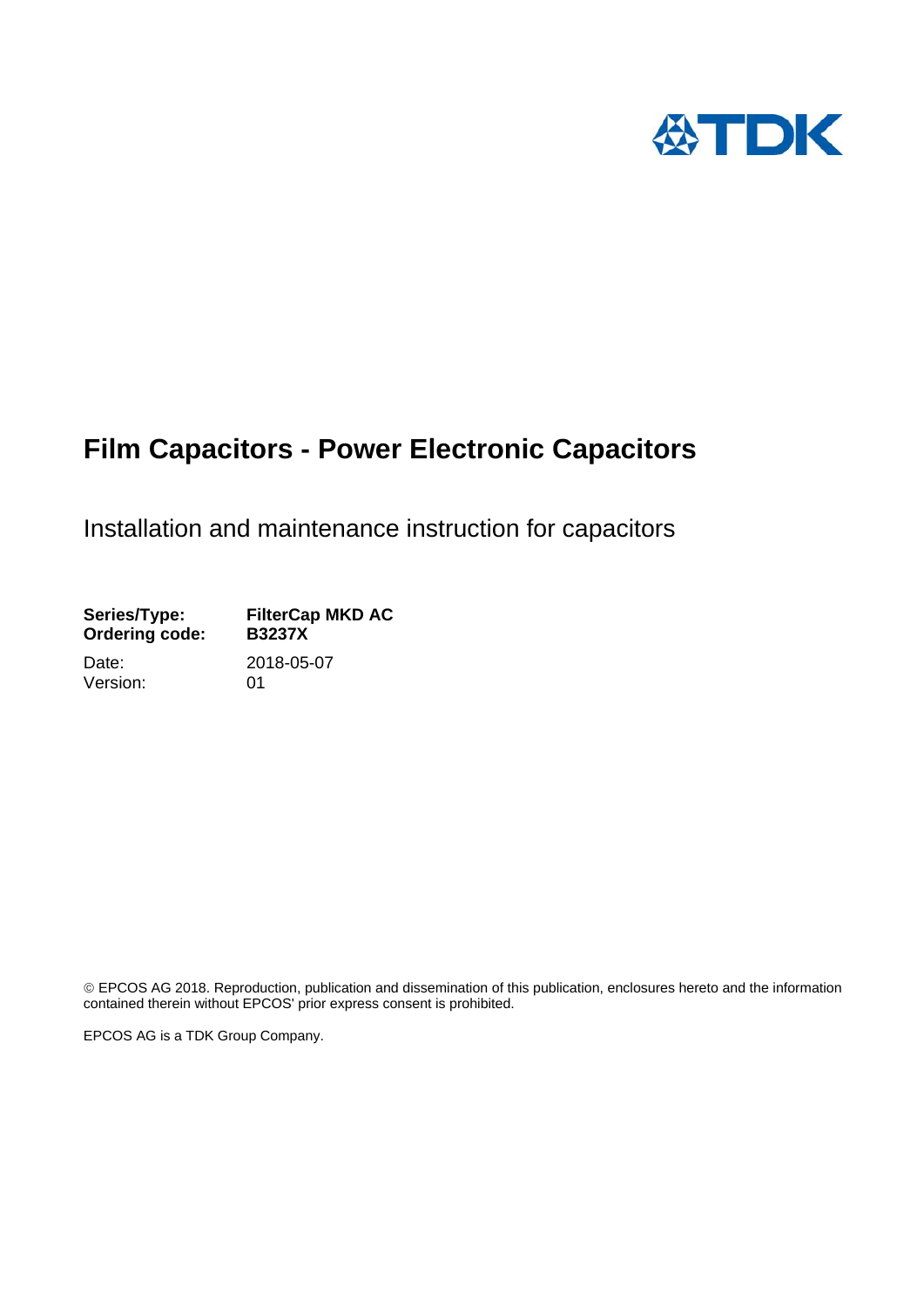TDK

# Film Capacitors - Power Electronic Capacitors

## Installation and maintenance instruction for capacitors

**Series/Type:** **FilterCap MKD AC**
**Ordering code:** **B3237X**

Date: 2018-05-07
Version: 01

© EPCOS AG 2018. Reproduction, publication and dissemination of this publication, enclosures hereto and the information contained therein without EPCOS' prior express consent is prohibited.

EPCOS AG is a TDK Group Company.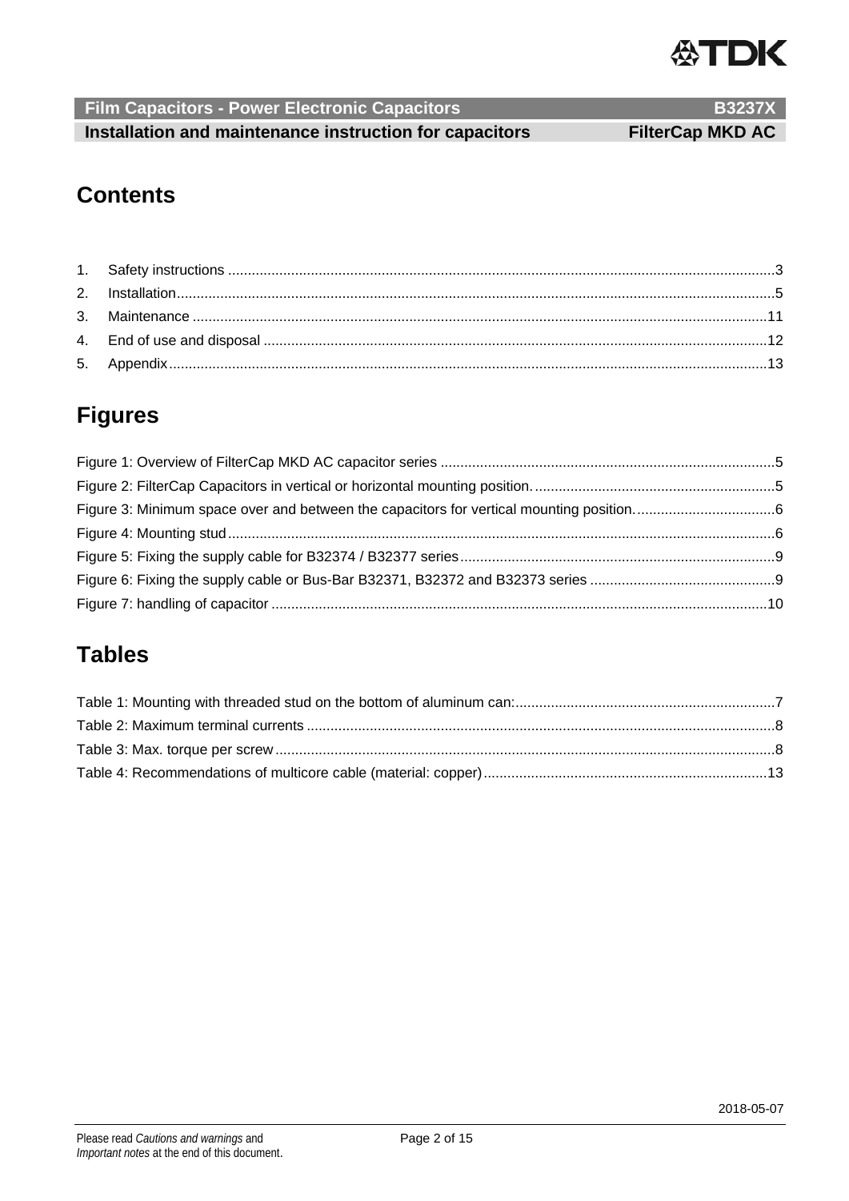# Contents

1. Safety instructions ......................................................................................................................................3
2. Installation...................................................................................................................................................5
3. Maintenance ..............................................................................................................................................11
4. End of use and disposal ............................................................................................................................12
5. Appendix....................................................................................................................................................13

# Figures

Figure 1: Overview of FilterCap MKD AC capacitor series ...................................................................................5
Figure 2: FilterCap Capacitors in vertical or horizontal mounting position. ............................................................5
Figure 3: Minimum space over and between the capacitors for vertical mounting position...................................6
Figure 4: Mounting stud........................................................................................................................................6
Figure 5: Fixing the supply cable for B32374 / B32377 series..............................................................................9
Figure 6: Fixing the supply cable or Bus-Bar B32371, B32372 and B32373 series ..............................................9
Figure 7: handling of capacitor ...........................................................................................................................10

# Tables

Table 1: Mounting with threaded stud on the bottom of aluminum can:.................................................................7
Table 2: Maximum terminal currents .....................................................................................................................8
Table 3: Max. torque per screw.............................................................................................................................8
Table 4: Recommendations of multicore cable (material: copper).......................................................................13

2018-05-07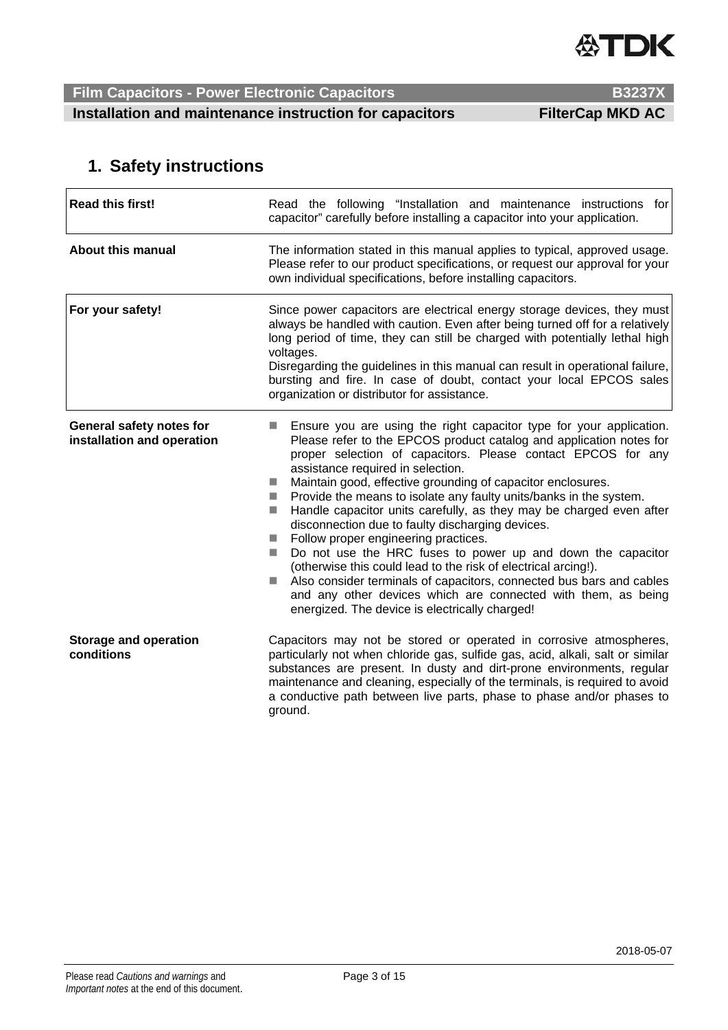# 1. Safety instructions

| | |
|---|---|
| **Read this first!** | Read the following "Installation and maintenance instructions for capacitor" carefully before installing a capacitor into your application. |
| **About this manual** | The information stated in this manual applies to typical, approved usage. Please refer to our product specifications, or request our approval for your own individual specifications, before installing capacitors. |
| **For your safety!** | Since power capacitors are electrical energy storage devices, they must always be handled with caution. Even after being turned off for a relatively long period of time, they can still be charged with potentially lethal high voltages.<br>Disregarding the guidelines in this manual can result in operational failure, bursting and fire. In case of doubt, contact your local EPCOS sales organization or distributor for assistance. |

**General safety notes for installation and operation**

- Ensure you are using the right capacitor type for your application. Please refer to the EPCOS product catalog and application notes for proper selection of capacitors. Please contact EPCOS for any assistance required in selection.
- Maintain good, effective grounding of capacitor enclosures.
- Provide the means to isolate any faulty units/banks in the system.
- Handle capacitor units carefully, as they may be charged even after disconnection due to faulty discharging devices.
- Follow proper engineering practices.
- Do not use the HRC fuses to power up and down the capacitor (otherwise this could lead to the risk of electrical arcing!).
- Also consider terminals of capacitors, connected bus bars and cables and any other devices which are connected with them, as being energized. The device is electrically charged!

**Storage and operation conditions**

Capacitors may not be stored or operated in corrosive atmospheres, particularly not when chloride gas, sulfide gas, acid, alkali, salt or similar substances are present. In dusty and dirt-prone environments, regular maintenance and cleaning, especially of the terminals, is required to avoid a conductive path between live parts, phase to phase and/or phases to ground.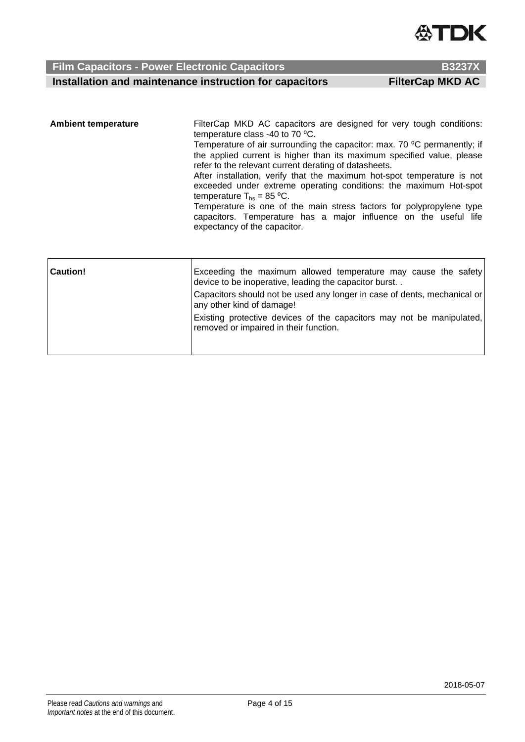| | |
|---|---|
| **Ambient temperature** | FilterCap MKD AC capacitors are designed for very tough conditions: temperature class -40 to 70 ºC.<br>Temperature of air surrounding the capacitor: max. 70 ºC permanently; if the applied current is higher than its maximum specified value, please refer to the relevant current derating of datasheets.<br>After installation, verify that the maximum hot-spot temperature is not exceeded under extreme operating conditions: the maximum Hot-spot temperature $T_{hs}$ = 85 ºC.<br>Temperature is one of the main stress factors for polypropylene type capacitors. Temperature has a major influence on the useful life expectancy of the capacitor. |

| | |
|---|---|
| **Caution!** | Exceeding the maximum allowed temperature may cause the safety device to be inoperative, leading the capacitor burst. .<br>Capacitors should not be used any longer in case of dents, mechanical or any other kind of damage!<br>Existing protective devices of the capacitors may not be manipulated, removed or impaired in their function. |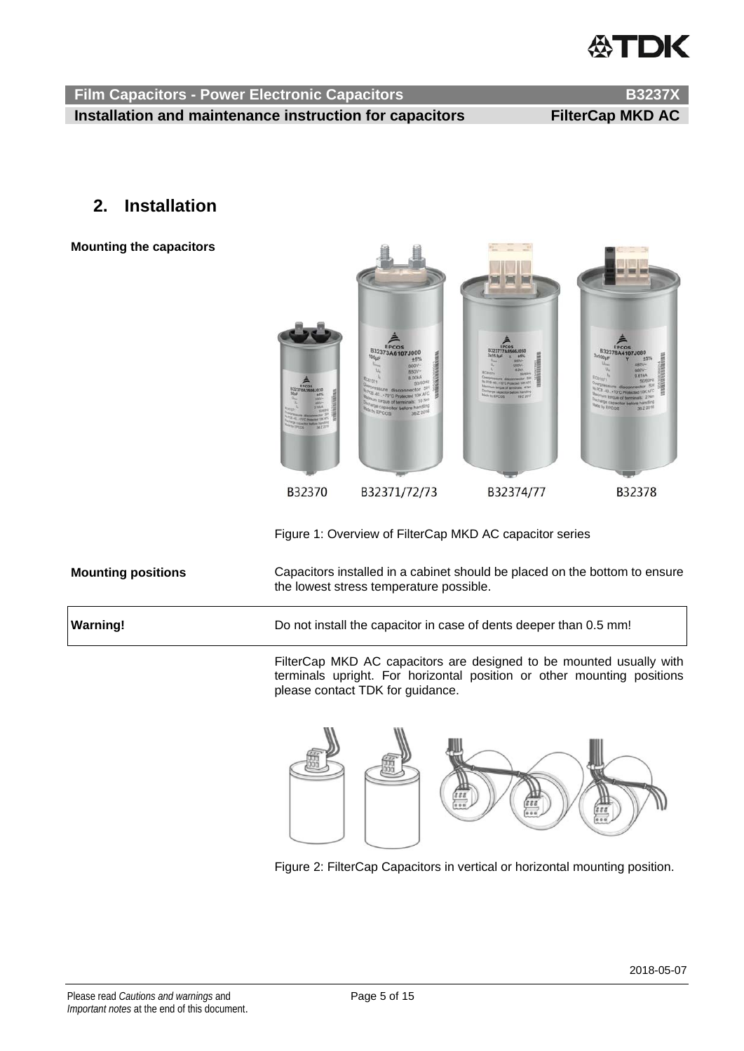## 2. Installation

**Mounting the capacitors**

B32370 B32371/72/73 B32374/77 B32378

Figure 1: Overview of FilterCap MKD AC capacitor series

**Mounting positions**

Capacitors installed in a cabinet should be placed on the bottom to ensure the lowest stress temperature possible.

| **Warning!** | Do not install the capacitor in case of dents deeper than 0.5 mm! |
| --- | --- |

FilterCap MKD AC capacitors are designed to be mounted usually with terminals upright. For horizontal position or other mounting positions please contact TDK for guidance.

Figure 2: FilterCap Capacitors in vertical or horizontal mounting position.

2018-05-07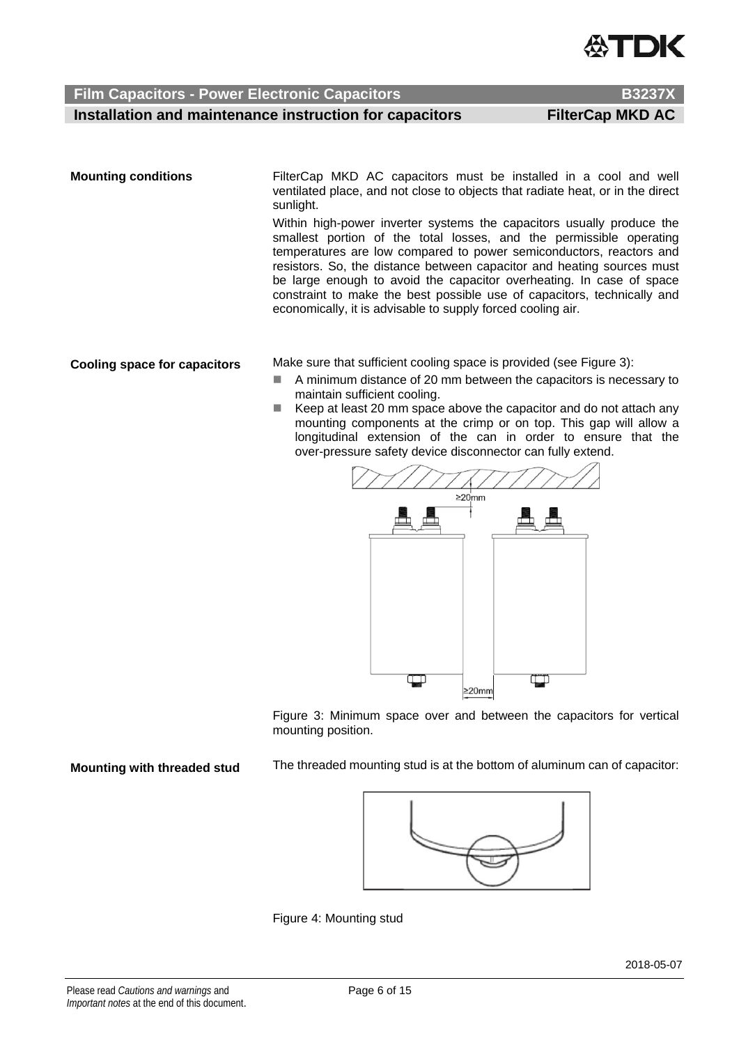**Mounting conditions**

FilterCap MKD AC capacitors must be installed in a cool and well ventilated place, and not close to objects that radiate heat, or in the direct sunlight.

Within high-power inverter systems the capacitors usually produce the smallest portion of the total losses, and the permissible operating temperatures are low compared to power semiconductors, reactors and resistors. So, the distance between capacitor and heating sources must be large enough to avoid the capacitor overheating. In case of space constraint to make the best possible use of capacitors, technically and economically, it is advisable to supply forced cooling air.

**Cooling space for capacitors**

Make sure that sufficient cooling space is provided (see Figure 3):

- A minimum distance of 20 mm between the capacitors is necessary to maintain sufficient cooling.
- Keep at least 20 mm space above the capacitor and do not attach any mounting components at the crimp or on top. This gap will allow a longitudinal extension of the can in order to ensure that the over-pressure safety device disconnector can fully extend.

Figure 3: Minimum space over and between the capacitors for vertical mounting position.

**Mounting with threaded stud**

The threaded mounting stud is at the bottom of aluminum can of capacitor:

Figure 4: Mounting stud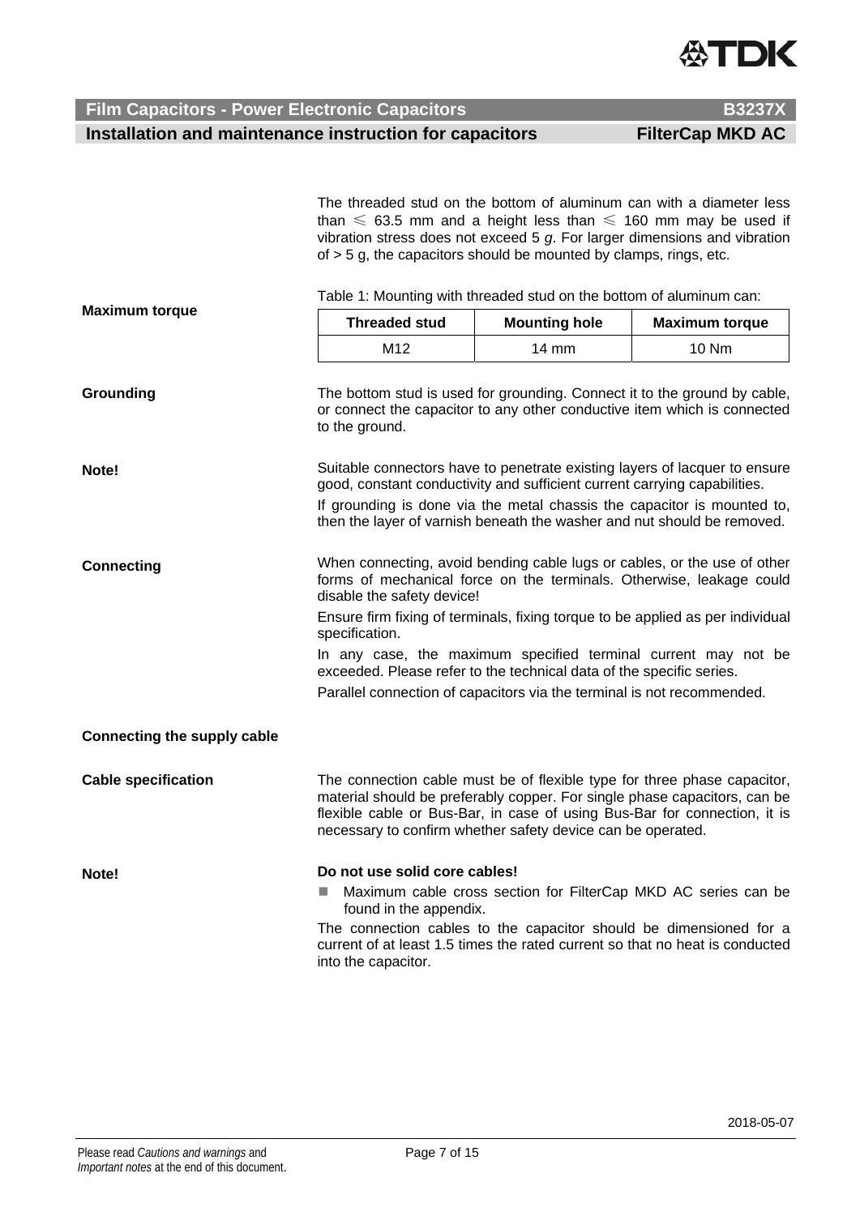The threaded stud on the bottom of aluminum can with a diameter less than ≤ 63.5 mm and a height less than ≤ 160 mm may be used if vibration stress does not exceed 5 *g*. For larger dimensions and vibration of > 5 g, the capacitors should be mounted by clamps, rings, etc.

**Maximum torque**

Table 1: Mounting with threaded stud on the bottom of aluminum can:

| Threaded stud | Mounting hole | Maximum torque |
|---|---|---|
| M12 | 14 mm | 10 Nm |

**Grounding**

The bottom stud is used for grounding. Connect it to the ground by cable, or connect the capacitor to any other conductive item which is connected to the ground.

**Note!**

Suitable connectors have to penetrate existing layers of lacquer to ensure good, constant conductivity and sufficient current carrying capabilities.

If grounding is done via the metal chassis the capacitor is mounted to, then the layer of varnish beneath the washer and nut should be removed.

**Connecting**

When connecting, avoid bending cable lugs or cables, or the use of other forms of mechanical force on the terminals. Otherwise, leakage could disable the safety device!

Ensure firm fixing of terminals, fixing torque to be applied as per individual specification.

In any case, the maximum specified terminal current may not be exceeded. Please refer to the technical data of the specific series.

Parallel connection of capacitors via the terminal is not recommended.

**Connecting the supply cable**

**Cable specification**

The connection cable must be of flexible type for three phase capacitor, material should be preferably copper. For single phase capacitors, can be flexible cable or Bus-Bar, in case of using Bus-Bar for connection, it is necessary to confirm whether safety device can be operated.

**Note!**

**Do not use solid core cables!**

- Maximum cable cross section for FilterCap MKD AC series can be found in the appendix.

The connection cables to the capacitor should be dimensioned for a current of at least 1.5 times the rated current so that no heat is conducted into the capacitor.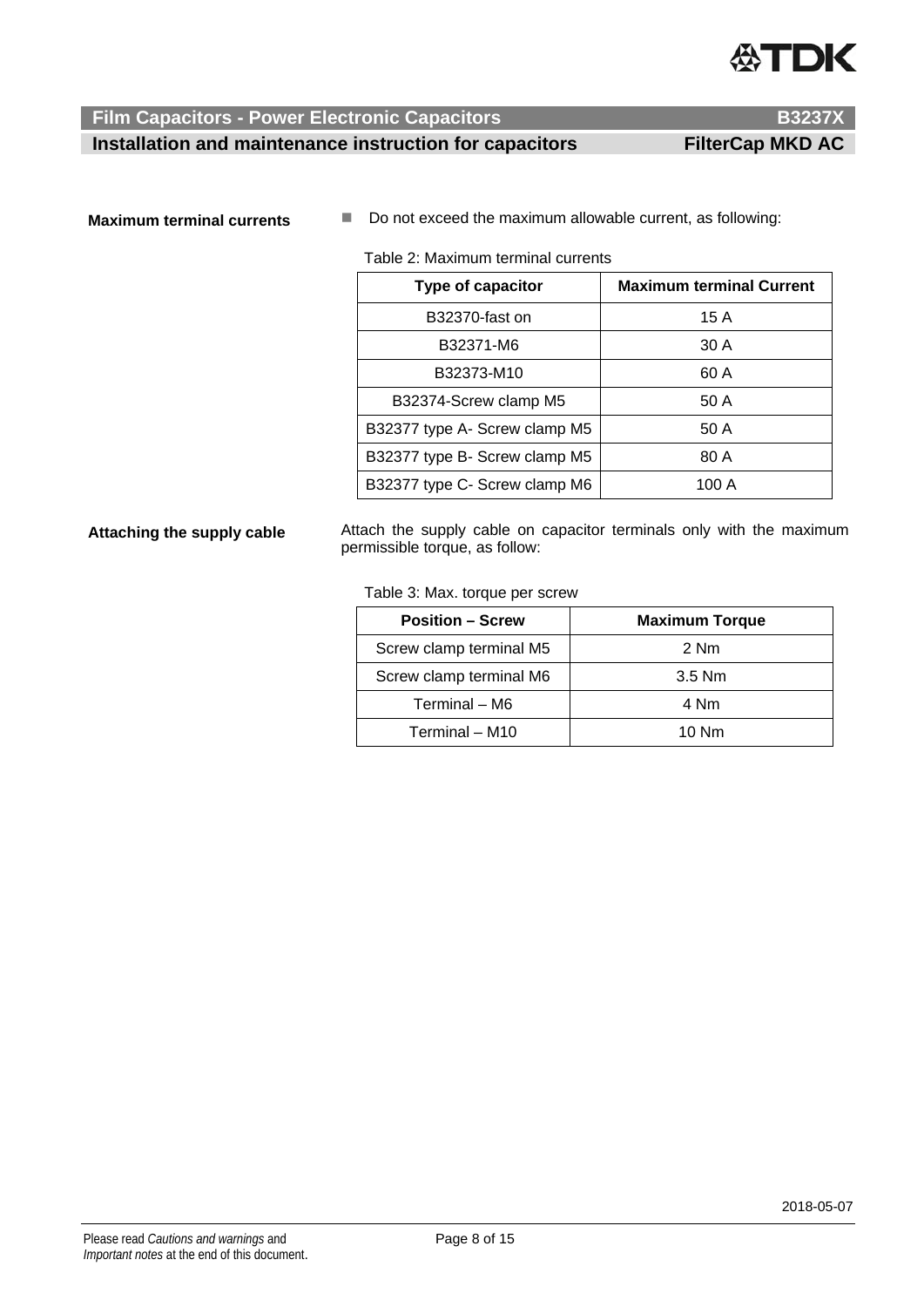**Maximum terminal currents**

- Do not exceed the maximum allowable current, as following:

Table 2: Maximum terminal currents

| Type of capacitor | Maximum terminal Current |
|---|---|
| B32370-fast on | 15 A |
| B32371-M6 | 30 A |
| B32373-M10 | 60 A |
| B32374-Screw clamp M5 | 50 A |
| B32377 type A- Screw clamp M5 | 50 A |
| B32377 type B- Screw clamp M5 | 80 A |
| B32377 type C- Screw clamp M6 | 100 A |

**Attaching the supply cable**

Attach the supply cable on capacitor terminals only with the maximum permissible torque, as follow:

Table 3: Max. torque per screw

| Position – Screw | Maximum Torque |
|---|---|
| Screw clamp terminal M5 | 2 Nm |
| Screw clamp terminal M6 | 3.5 Nm |
| Terminal – M6 | 4 Nm |
| Terminal – M10 | 10 Nm |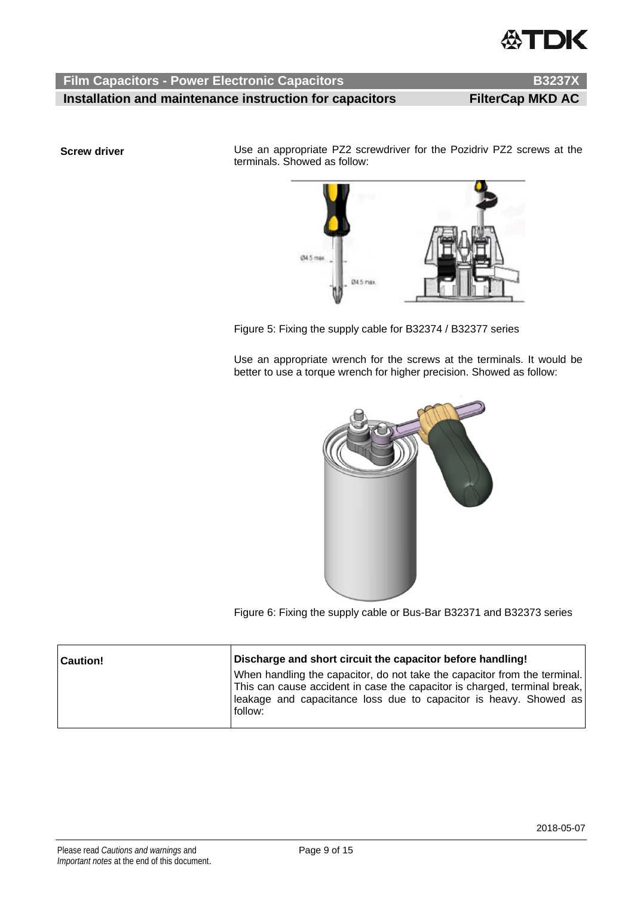**Screw driver**

Use an appropriate PZ2 screwdriver for the Pozidriv PZ2 screws at the terminals. Showed as follow:

Figure 5: Fixing the supply cable for B32374 / B32377 series

Use an appropriate wrench for the screws at the terminals. It would be better to use a torque wrench for higher precision. Showed as follow:

Figure 6: Fixing the supply cable or Bus-Bar B32371 and B32373 series

| **Caution!** | **Discharge and short circuit the capacitor before handling!** When handling the capacitor, do not take the capacitor from the terminal. This can cause accident in case the capacitor is charged, terminal break, leakage and capacitance loss due to capacitor is heavy. Showed as follow: |
|---|---|

2018-05-07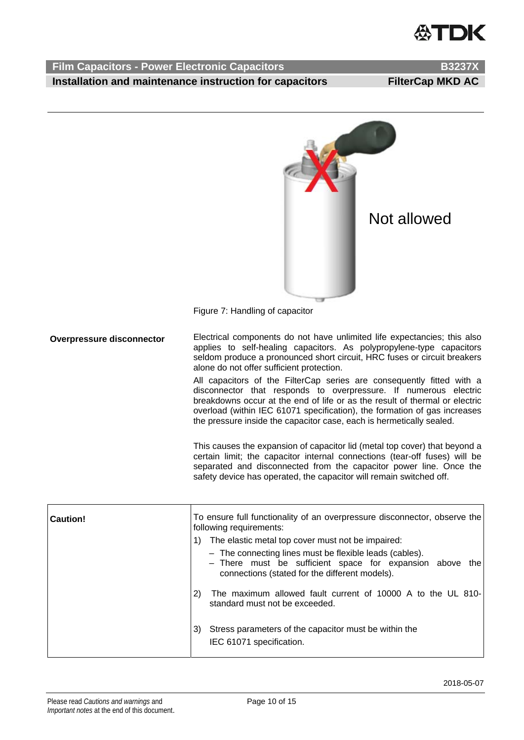Not allowed

Figure 7: Handling of capacitor

**Overpressure disconnector**

Electrical components do not have unlimited life expectancies; this also applies to self-healing capacitors. As polypropylene-type capacitors seldom produce a pronounced short circuit, HRC fuses or circuit breakers alone do not offer sufficient protection.

All capacitors of the FilterCap series are consequently fitted with a disconnector that responds to overpressure. If numerous electric breakdowns occur at the end of life or as the result of thermal or electric overload (within IEC 61071 specification), the formation of gas increases the pressure inside the capacitor case, each is hermetically sealed.

This causes the expansion of capacitor lid (metal top cover) that beyond a certain limit; the capacitor internal connections (tear-off fuses) will be separated and disconnected from the capacitor power line. Once the safety device has operated, the capacitor will remain switched off.

| **Caution!** | To ensure full functionality of an overpressure disconnector, observe the following requirements:<br>1) The elastic metal top cover must not be impaired:<br>– The connecting lines must be flexible leads (cables).<br>– There must be sufficient space for expansion above the connections (stated for the different models).<br>2) The maximum allowed fault current of 10000 A to the UL 810-standard must not be exceeded.<br>3) Stress parameters of the capacitor must be within the IEC 61071 specification. |
|---|---|

2018-05-07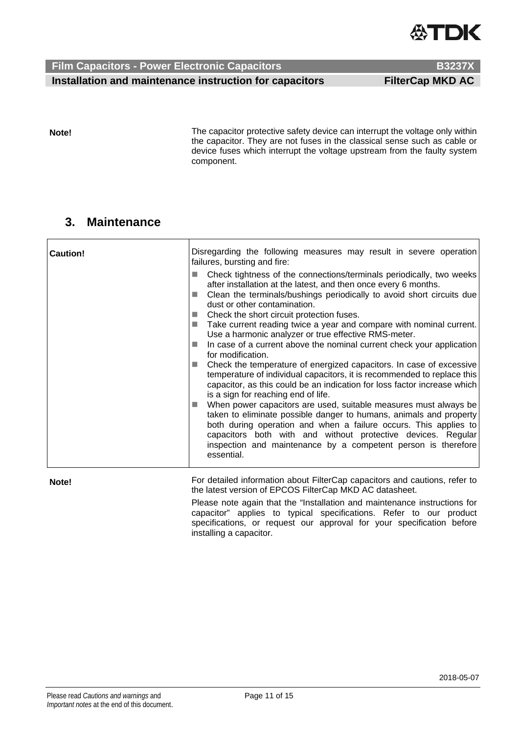**Note!**

The capacitor protective safety device can interrupt the voltage only within the capacitor. They are not fuses in the classical sense such as cable or device fuses which interrupt the voltage upstream from the faulty system component.

## 3. Maintenance

| | |
|---|---|
| **Caution!** | Disregarding the following measures may result in severe operation failures, bursting and fire:<br>■ Check tightness of the connections/terminals periodically, two weeks after installation at the latest, and then once every 6 months.<br>■ Clean the terminals/bushings periodically to avoid short circuits due dust or other contamination.<br>■ Check the short circuit protection fuses.<br>■ Take current reading twice a year and compare with nominal current. Use a harmonic analyzer or true effective RMS-meter.<br>■ In case of a current above the nominal current check your application for modification.<br>■ Check the temperature of energized capacitors. In case of excessive temperature of individual capacitors, it is recommended to replace this capacitor, as this could be an indication for loss factor increase which is a sign for reaching end of life.<br>■ When power capacitors are used, suitable measures must always be taken to eliminate possible danger to humans, animals and property both during operation and when a failure occurs. This applies to capacitors both with and without protective devices. Regular inspection and maintenance by a competent person is therefore essential. |

**Note!**

For detailed information about FilterCap capacitors and cautions, refer to the latest version of EPCOS FilterCap MKD AC datasheet.

Please note again that the "Installation and maintenance instructions for capacitor" applies to typical specifications. Refer to our product specifications, or request our approval for your specification before installing a capacitor.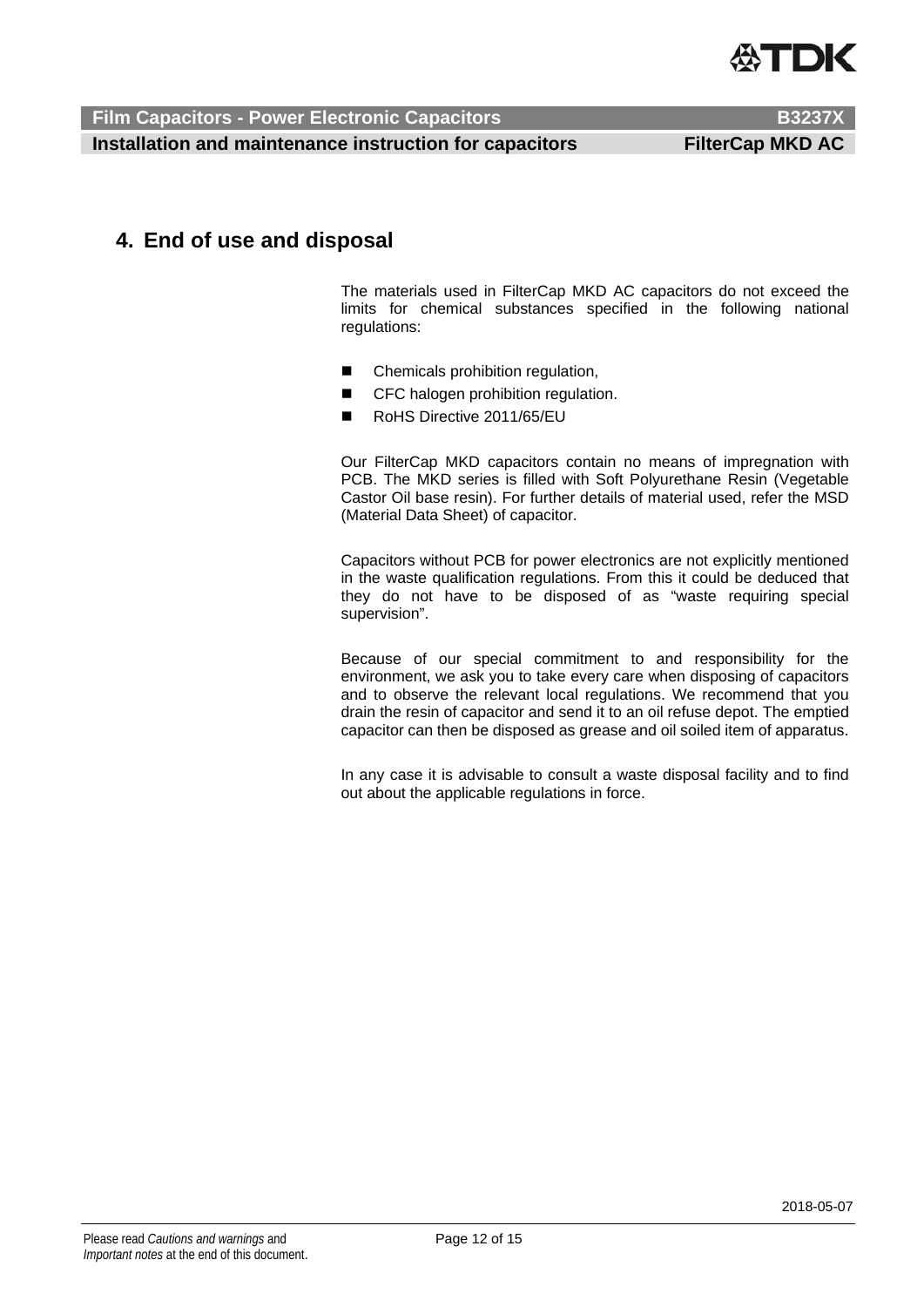## 4. End of use and disposal

The materials used in FilterCap MKD AC capacitors do not exceed the limits for chemical substances specified in the following national regulations:

- Chemicals prohibition regulation,
- CFC halogen prohibition regulation.
- RoHS Directive 2011/65/EU

Our FilterCap MKD capacitors contain no means of impregnation with PCB. The MKD series is filled with Soft Polyurethane Resin (Vegetable Castor Oil base resin). For further details of material used, refer the MSD (Material Data Sheet) of capacitor.

Capacitors without PCB for power electronics are not explicitly mentioned in the waste qualification regulations. From this it could be deduced that they do not have to be disposed of as "waste requiring special supervision".

Because of our special commitment to and responsibility for the environment, we ask you to take every care when disposing of capacitors and to observe the relevant local regulations. We recommend that you drain the resin of capacitor and send it to an oil refuse depot. The emptied capacitor can then be disposed as grease and oil soiled item of apparatus.

In any case it is advisable to consult a waste disposal facility and to find out about the applicable regulations in force.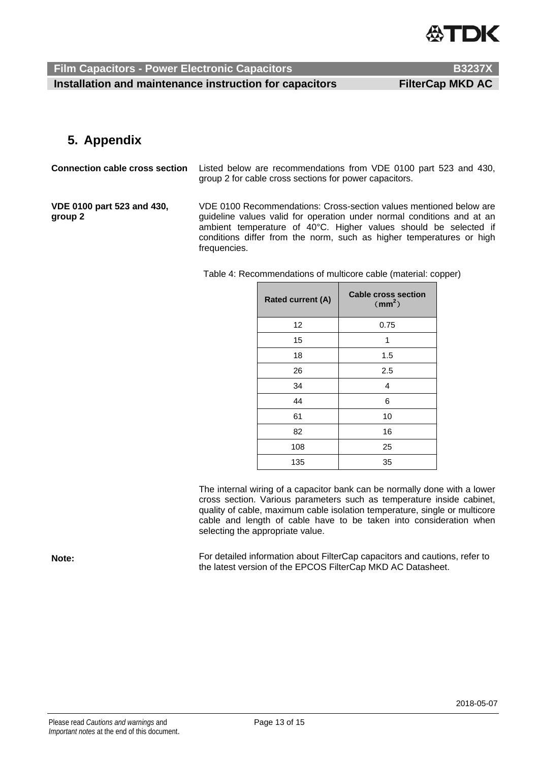## 5. Appendix

**Connection cable cross section**

Listed below are recommendations from VDE 0100 part 523 and 430, group 2 for cable cross sections for power capacitors.

**VDE 0100 part 523 and 430, group 2**

VDE 0100 Recommendations: Cross-section values mentioned below are guideline values valid for operation under normal conditions and at an ambient temperature of 40°C. Higher values should be selected if conditions differ from the norm, such as higher temperatures or high frequencies.

Table 4: Recommendations of multicore cable (material: copper)

| Rated current (A) | Cable cross section （$mm^2$） |
|---|---|
| 12 | 0.75 |
| 15 | 1 |
| 18 | 1.5 |
| 26 | 2.5 |
| 34 | 4 |
| 44 | 6 |
| 61 | 10 |
| 82 | 16 |
| 108 | 25 |
| 135 | 35 |

The internal wiring of a capacitor bank can be normally done with a lower cross section. Various parameters such as temperature inside cabinet, quality of cable, maximum cable isolation temperature, single or multicore cable and length of cable have to be taken into consideration when selecting the appropriate value.

**Note:**

For detailed information about FilterCap capacitors and cautions, refer to the latest version of the EPCOS FilterCap MKD AC Datasheet.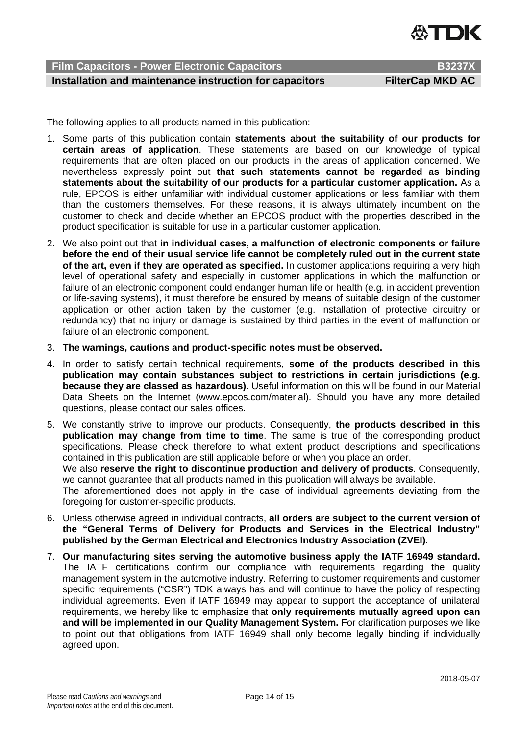The following applies to all products named in this publication:

1. Some parts of this publication contain **statements about the suitability of our products for certain areas of application**. These statements are based on our knowledge of typical requirements that are often placed on our products in the areas of application concerned. We nevertheless expressly point out **that such statements cannot be regarded as binding statements about the suitability of our products for a particular customer application.** As a rule, EPCOS is either unfamiliar with individual customer applications or less familiar with them than the customers themselves. For these reasons, it is always ultimately incumbent on the customer to check and decide whether an EPCOS product with the properties described in the product specification is suitable for use in a particular customer application.
2. We also point out that **in individual cases, a malfunction of electronic components or failure before the end of their usual service life cannot be completely ruled out in the current state of the art, even if they are operated as specified.** In customer applications requiring a very high level of operational safety and especially in customer applications in which the malfunction or failure of an electronic component could endanger human life or health (e.g. in accident prevention or life-saving systems), it must therefore be ensured by means of suitable design of the customer application or other action taken by the customer (e.g. installation of protective circuitry or redundancy) that no injury or damage is sustained by third parties in the event of malfunction or failure of an electronic component.
3. **The warnings, cautions and product-specific notes must be observed.**
4. In order to satisfy certain technical requirements, **some of the products described in this publication may contain substances subject to restrictions in certain jurisdictions (e.g. because they are classed as hazardous)**. Useful information on this will be found in our Material Data Sheets on the Internet (www.epcos.com/material). Should you have any more detailed questions, please contact our sales offices.
5. We constantly strive to improve our products. Consequently, **the products described in this publication may change from time to time**. The same is true of the corresponding product specifications. Please check therefore to what extent product descriptions and specifications contained in this publication are still applicable before or when you place an order.
   We also **reserve the right to discontinue production and delivery of products**. Consequently, we cannot guarantee that all products named in this publication will always be available.
   The aforementioned does not apply in the case of individual agreements deviating from the foregoing for customer-specific products.
6. Unless otherwise agreed in individual contracts, **all orders are subject to the current version of the "General Terms of Delivery for Products and Services in the Electrical Industry" published by the German Electrical and Electronics Industry Association (ZVEI)**.
7. **Our manufacturing sites serving the automotive business apply the IATF 16949 standard.** The IATF certifications confirm our compliance with requirements regarding the quality management system in the automotive industry. Referring to customer requirements and customer specific requirements ("CSR") TDK always has and will continue to have the policy of respecting individual agreements. Even if IATF 16949 may appear to support the acceptance of unilateral requirements, we hereby like to emphasize that **only requirements mutually agreed upon can and will be implemented in our Quality Management System.** For clarification purposes we like to point out that obligations from IATF 16949 shall only become legally binding if individually agreed upon.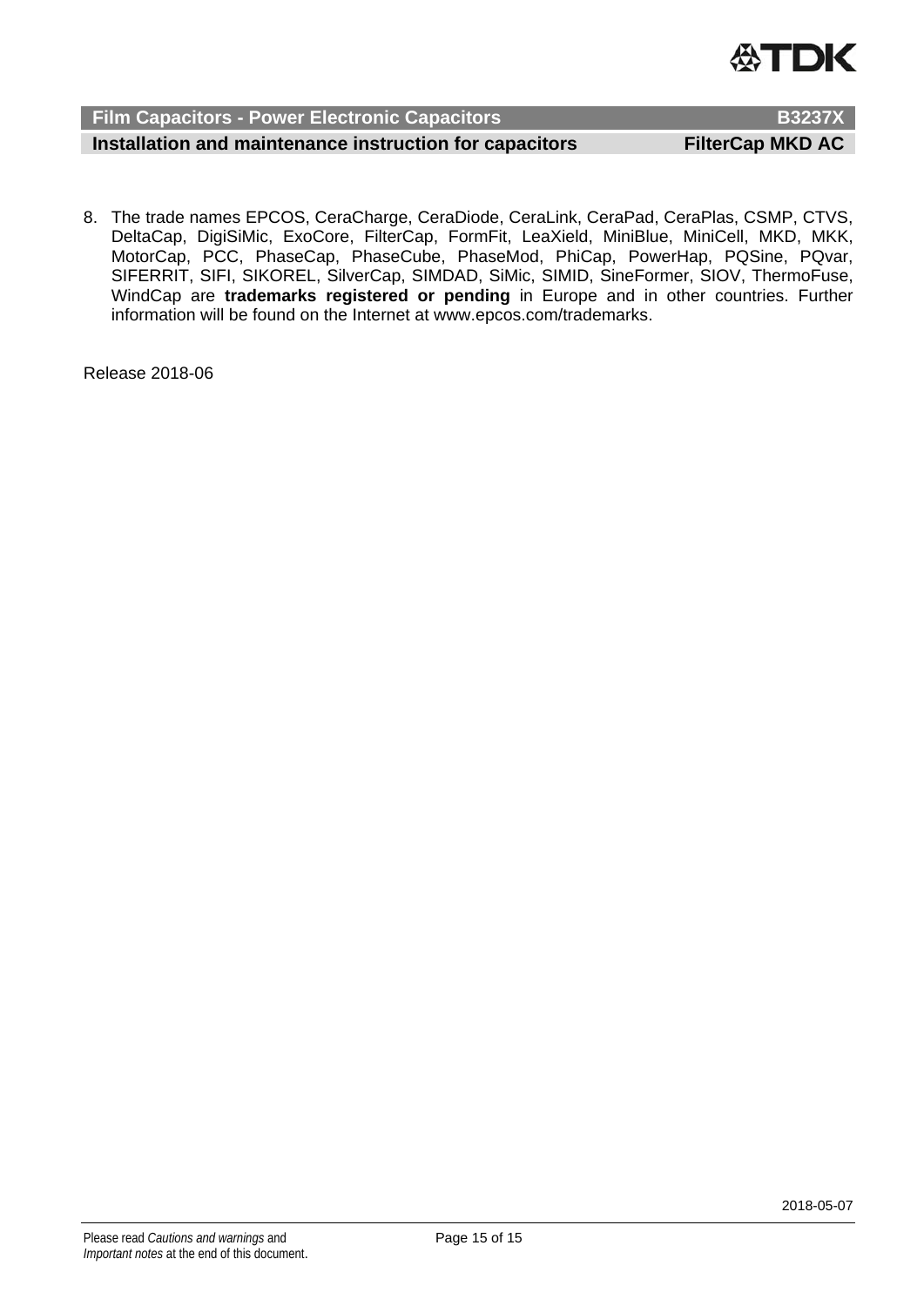8. The trade names EPCOS, CeraCharge, CeraDiode, CeraLink, CeraPad, CeraPlas, CSMP, CTVS, DeltaCap, DigiSiMic, ExoCore, FilterCap, FormFit, LeaXield, MiniBlue, MiniCell, MKD, MKK, MotorCap, PCC, PhaseCap, PhaseCube, PhaseMod, PhiCap, PowerHap, PQSine, PQvar, SIFERRIT, SIFI, SIKOREL, SilverCap, SIMDAD, SiMic, SIMID, SineFormer, SIOV, ThermoFuse, WindCap are **trademarks registered or pending** in Europe and in other countries. Further information will be found on the Internet at www.epcos.com/trademarks.

Release 2018-06